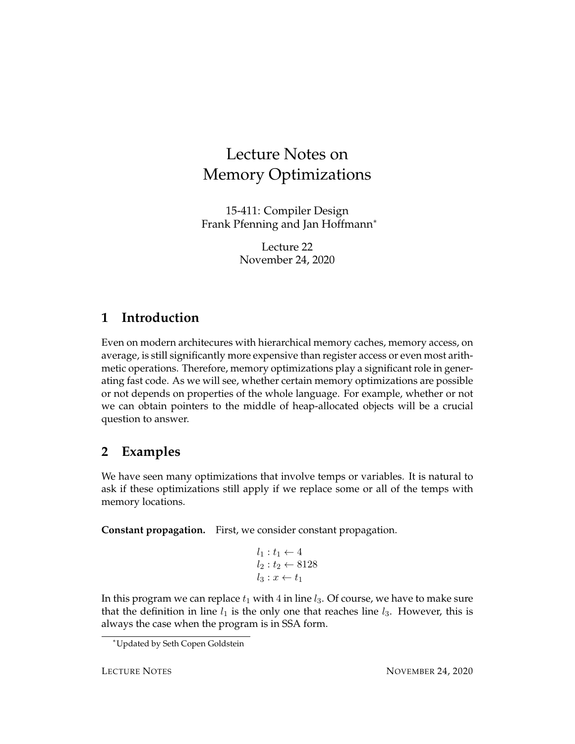# Lecture Notes on Memory Optimizations

15-411: Compiler Design
Frank Pfenning and Jan Hoffmann[*]

Lecture 22
November 24, 2020

## 1 Introduction

Even on modern architecures with hierarchical memory caches, memory access, on average, is still significantly more expensive than register access or even most arithmetic operations. Therefore, memory optimizations play a significant role in generating fast code. As we will see, whether certain memory optimizations are possible or not depends on properties of the whole language. For example, whether or not we can obtain pointers to the middle of heap-allocated objects will be a crucial question to answer.

## 2 Examples

We have seen many optimizations that involve temps or variables. It is natural to ask if these optimizations still apply if we replace some or all of the temps with memory locations.

**Constant propagation.** First, we consider constant propagation.

$$
\begin{aligned}
&l_1 : t_1 \leftarrow 4 \\
&l_2 : t_2 \leftarrow 8128 \\
&l_3 : x \leftarrow t_1
\end{aligned}
$$

In this program we can replace $t_1$ with $4$ in line $l_3$. Of course, we have to make sure that the definition in line $l_1$ is the only one that reaches line $l_3$. However, this is always the case when the program is in SSA form.

[*] Updated by Seth Copen Goldstein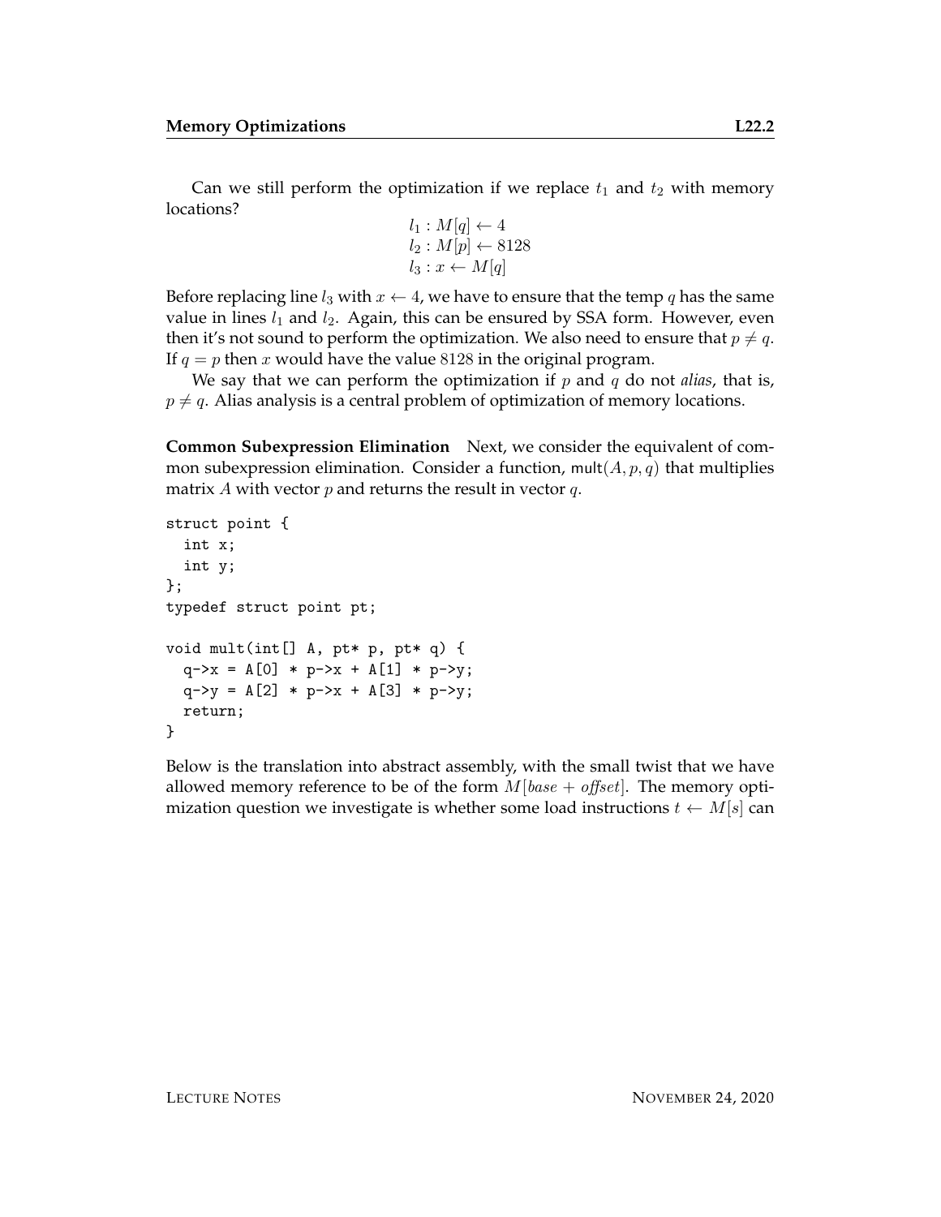Can we still perform the optimization if we replace $t_1$ and $t_2$ with memory locations?

$$
\begin{aligned}
l_1 &: M[q] \leftarrow 4 \\
l_2 &: M[p] \leftarrow 8128 \\
l_3 &: x \leftarrow M[q]
\end{aligned}
$$

Before replacing line $l_3$ with $x \leftarrow 4$, we have to ensure that the temp $q$ has the same value in lines $l_1$ and $l_2$. Again, this can be ensured by SSA form. However, even then it's not sound to perform the optimization. We also need to ensure that $p \neq q$. If $q = p$ then $x$ would have the value $8128$ in the original program.

We say that we can perform the optimization if $p$ and $q$ do not *alias*, that is, $p \neq q$. Alias analysis is a central problem of optimization of memory locations.

**Common Subexpression Elimination** Next, we consider the equivalent of common subexpression elimination. Consider a function, $\mathsf{mult}(A, p, q)$ that multiplies matrix $A$ with vector $p$ and returns the result in vector $q$.

```
struct point {
  int x;
  int y;
};
typedef struct point pt;

void mult(int[] A, pt* p, pt* q) {
  q->x = A[0] * p->x + A[1] * p->y;
  q->y = A[2] * p->x + A[3] * p->y;
  return;
}
```

Below is the translation into abstract assembly, with the small twist that we have allowed memory reference to be of the form $M[base + \mathit{offset}]$. The memory optimization question we investigate is whether some load instructions $t \leftarrow M[s]$ can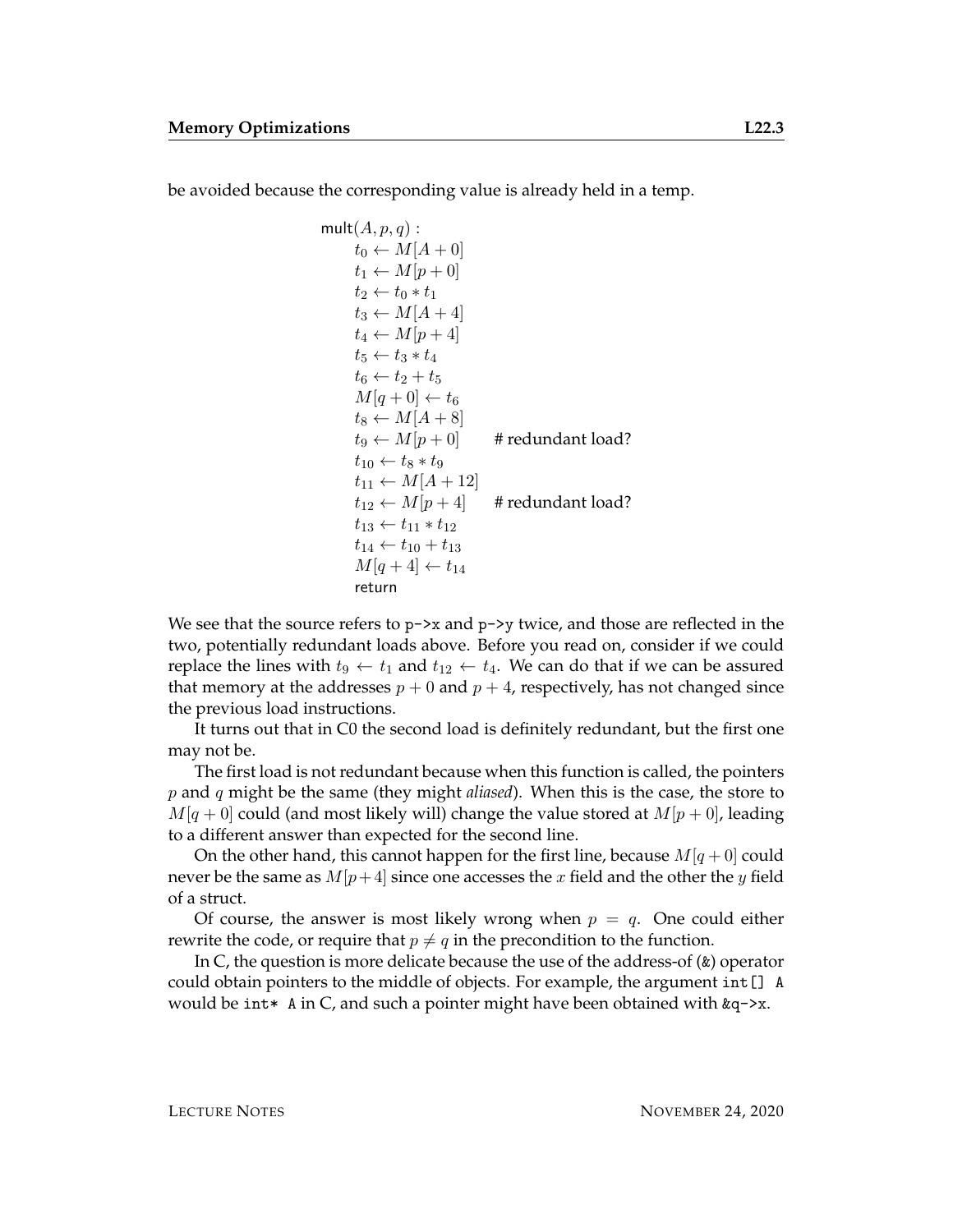be avoided because the corresponding value is already held in a temp.

$$
\begin{array}{ll}
\mathsf{mult}(A, p, q): & \\
\quad t_0 \leftarrow M[A+0] & \\
\quad t_1 \leftarrow M[p+0] & \\
\quad t_2 \leftarrow t_0 * t_1 & \\
\quad t_3 \leftarrow M[A+4] & \\
\quad t_4 \leftarrow M[p+4] & \\
\quad t_5 \leftarrow t_3 * t_4 & \\
\quad t_6 \leftarrow t_2 + t_5 & \\
\quad M[q+0] \leftarrow t_6 & \\
\quad t_8 \leftarrow M[A+8] & \\
\quad t_9 \leftarrow M[p+0] & \text{\# redundant load?} \\
\quad t_{10} \leftarrow t_8 * t_9 & \\
\quad t_{11} \leftarrow M[A+12] & \\
\quad t_{12} \leftarrow M[p+4] & \text{\# redundant load?} \\
\quad t_{13} \leftarrow t_{11} * t_{12} & \\
\quad t_{14} \leftarrow t_{10} + t_{13} & \\
\quad M[q+4] \leftarrow t_{14} & \\
\quad \mathsf{return} &
\end{array}
$$

We see that the source refers to `p->x` and `p->y` twice, and those are reflected in the two, potentially redundant loads above. Before you read on, consider if we could replace the lines with $t_9 \leftarrow t_1$ and $t_{12} \leftarrow t_4$. We can do that if we can be assured that memory at the addresses $p + 0$ and $p + 4$, respectively, has not changed since the previous load instructions.

It turns out that in C0 the second load is definitely redundant, but the first one may not be.

The first load is not redundant because when this function is called, the pointers $p$ and $q$ might be the same (they might *aliased*). When this is the case, the store to $M[q + 0]$ could (and most likely will) change the value stored at $M[p + 0]$, leading to a different answer than expected for the second line.

On the other hand, this cannot happen for the first line, because $M[q + 0]$ could never be the same as $M[p+4]$ since one accesses the $x$ field and the other the $y$ field of a struct.

Of course, the answer is most likely wrong when $p = q$. One could either rewrite the code, or require that $p \neq q$ in the precondition to the function.

In C, the question is more delicate because the use of the address-of (`&`) operator could obtain pointers to the middle of objects. For example, the argument `int[] A` would be `int* A` in C, and such a pointer might have been obtained with `&q->x`.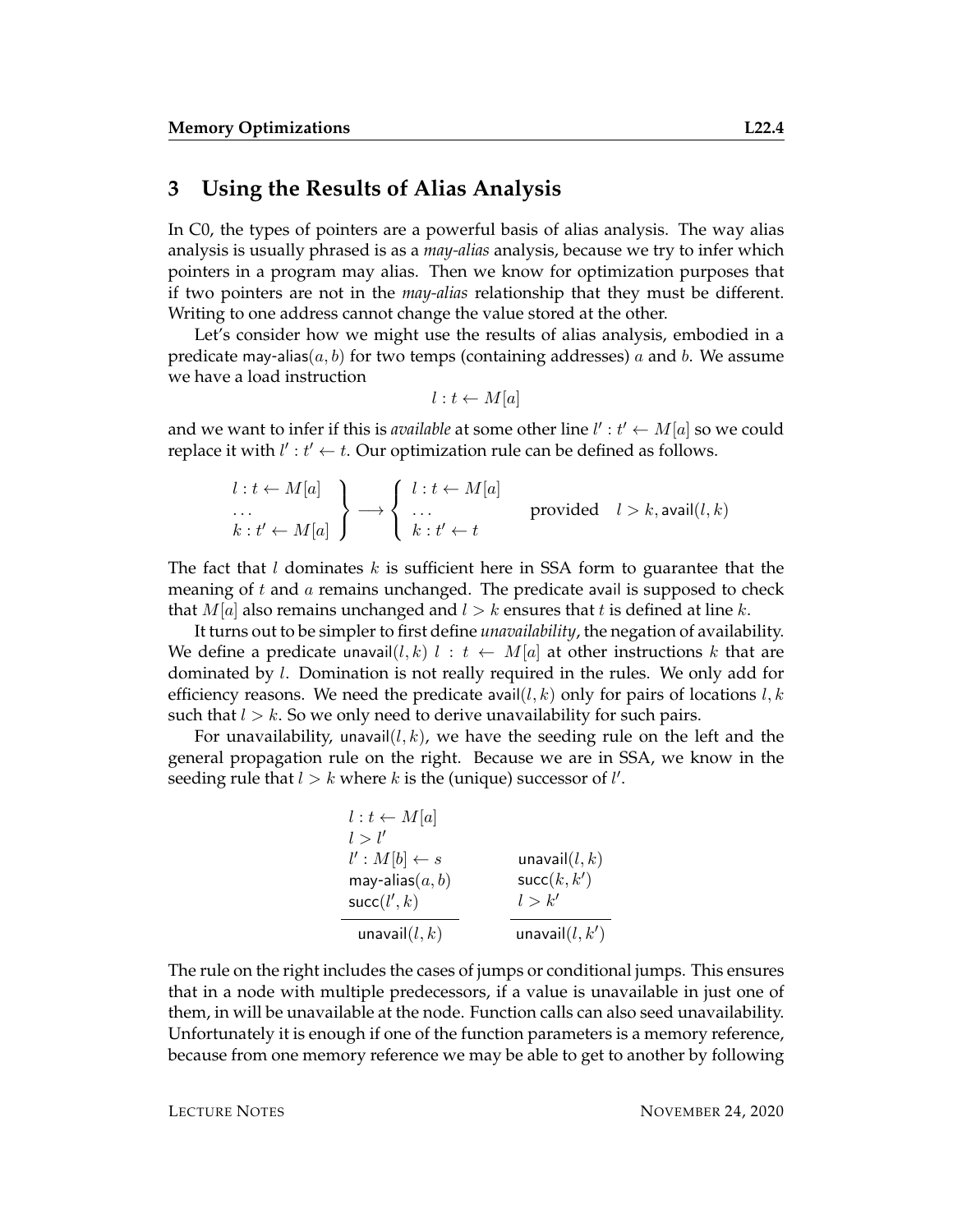## 3 Using the Results of Alias Analysis

In C0, the types of pointers are a powerful basis of alias analysis. The way alias analysis is usually phrased is as a *may-alias* analysis, because we try to infer which pointers in a program may alias. Then we know for optimization purposes that if two pointers are not in the *may-alias* relationship that they must be different. Writing to one address cannot change the value stored at the other.

Let's consider how we might use the results of alias analysis, embodied in a predicate may-alias$(a, b)$ for two temps (containing addresses) $a$ and $b$. We assume we have a load instruction

$$l : t \leftarrow M[a]$$

and we want to infer if this is *available* at some other line $l' : t' \leftarrow M[a]$ so we could replace it with $l' : t' \leftarrow t$. Our optimization rule can be defined as follows.

$$\left.\begin{array}{l} l : t \leftarrow M[a] \\ \ldots \\ k : t' \leftarrow M[a] \end{array}\right\} \longrightarrow \left\{\begin{array}{l} l : t \leftarrow M[a] \\ \ldots \\ k : t' \leftarrow t \end{array}\right. \qquad \text{provided} \quad l > k, \mathsf{avail}(l, k)$$

The fact that $l$ dominates $k$ is sufficient here in SSA form to guarantee that the meaning of $t$ and $a$ remains unchanged. The predicate avail is supposed to check that $M[a]$ also remains unchanged and $l > k$ ensures that $t$ is defined at line $k$.

It turns out to be simpler to first define *unavailability*, the negation of availability. We define a predicate unavail$(l, k)$ $l : t \leftarrow M[a]$ at other instructions $k$ that are dominated by $l$. Domination is not really required in the rules. We only add for efficiency reasons. We need the predicate avail$(l, k)$ only for pairs of locations $l, k$ such that $l > k$. So we only need to derive unavailability for such pairs.

For unavailability, unavail$(l, k)$, we have the seeding rule on the left and the general propagation rule on the right. Because we are in SSA, we know in the seeding rule that $l > k$ where $k$ is the (unique) successor of $l'$.

$$\frac{\begin{array}{l} l : t \leftarrow M[a] \\ l > l' \\ l' : M[b] \leftarrow s \\ \mathsf{may\text{-}alias}(a, b) \\ \mathsf{succ}(l', k) \end{array}}{\mathsf{unavail}(l, k)} \qquad \frac{\begin{array}{l} \mathsf{unavail}(l, k) \\ \mathsf{succ}(k, k') \\ l > k' \end{array}}{\mathsf{unavail}(l, k')}$$

The rule on the right includes the cases of jumps or conditional jumps. This ensures that in a node with multiple predecessors, if a value is unavailable in just one of them, in will be unavailable at the node. Function calls can also seed unavailability. Unfortunately it is enough if one of the function parameters is a memory reference, because from one memory reference we may be able to get to another by following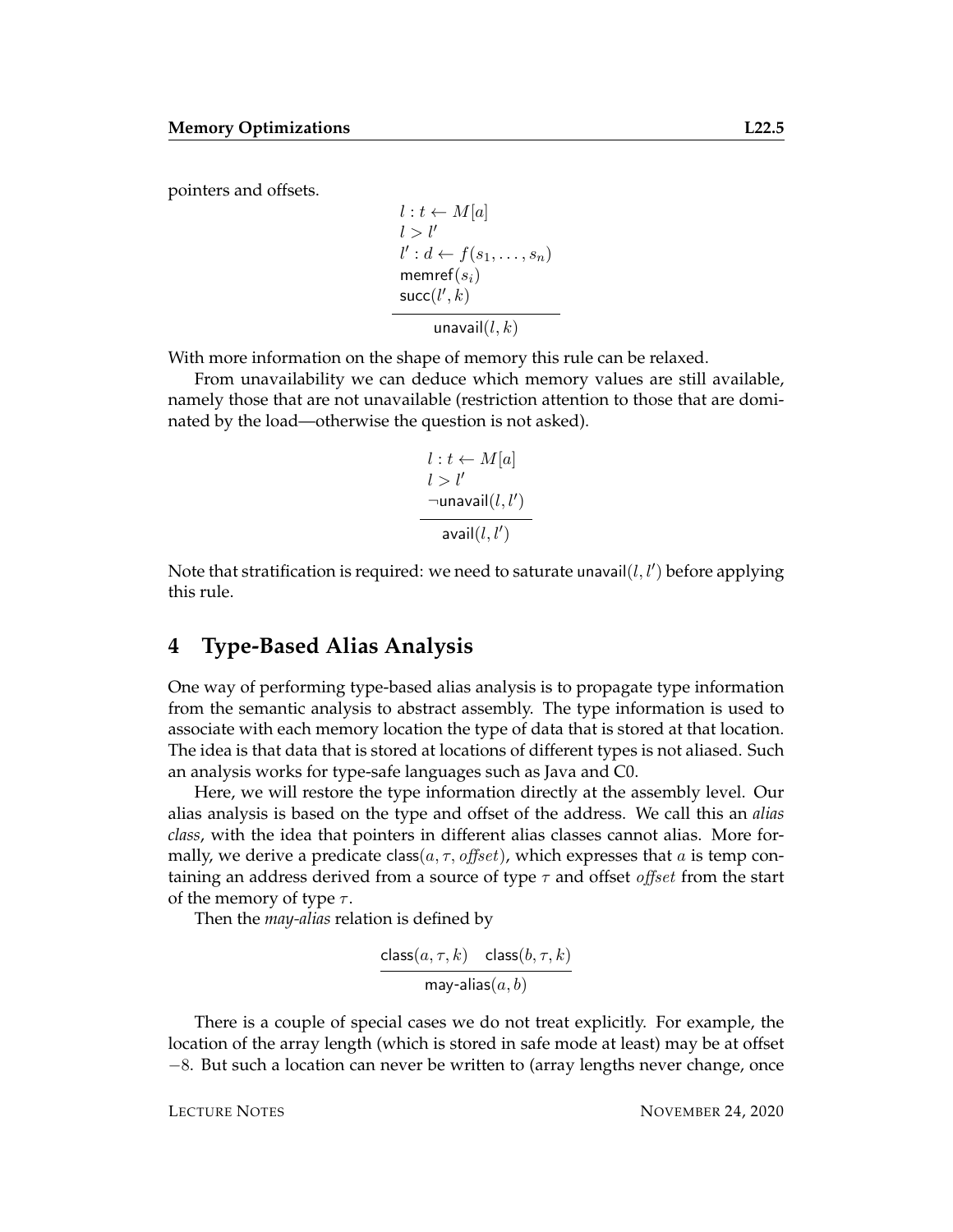pointers and offsets.

$$\frac{\begin{array}{l} l : t \leftarrow M[a] \\ l > l' \\ l' : d \leftarrow f(s_1, \ldots, s_n) \\ \mathsf{memref}(s_i) \\ \mathsf{succ}(l', k) \end{array}}{\mathsf{unavail}(l, k)}$$

With more information on the shape of memory this rule can be relaxed.

From unavailability we can deduce which memory values are still available, namely those that are not unavailable (restriction attention to those that are dominated by the load—otherwise the question is not asked).

$$\frac{\begin{array}{l} l : t \leftarrow M[a] \\ l > l' \\ \neg\mathsf{unavail}(l, l') \end{array}}{\mathsf{avail}(l, l')}$$

Note that stratification is required: we need to saturate $\mathsf{unavail}(l, l')$ before applying this rule.

## 4 Type-Based Alias Analysis

One way of performing type-based alias analysis is to propagate type information from the semantic analysis to abstract assembly. The type information is used to associate with each memory location the type of data that is stored at that location. The idea is that data that is stored at locations of different types is not aliased. Such an analysis works for type-safe languages such as Java and C0.

Here, we will restore the type information directly at the assembly level. Our alias analysis is based on the type and offset of the address. We call this an *alias class*, with the idea that pointers in different alias classes cannot alias. More formally, we derive a predicate $\mathsf{class}(a, \tau, \mathit{offset})$, which expresses that $a$ is temp containing an address derived from a source of type $\tau$ and offset $\mathit{offset}$ from the start of the memory of type $\tau$.

Then the *may-alias* relation is defined by

$$\frac{\mathsf{class}(a, \tau, k) \quad \mathsf{class}(b, \tau, k)}{\mathsf{may\text{-}alias}(a, b)}$$

There is a couple of special cases we do not treat explicitly. For example, the location of the array length (which is stored in safe mode at least) may be at offset $-8$. But such a location can never be written to (array lengths never change, once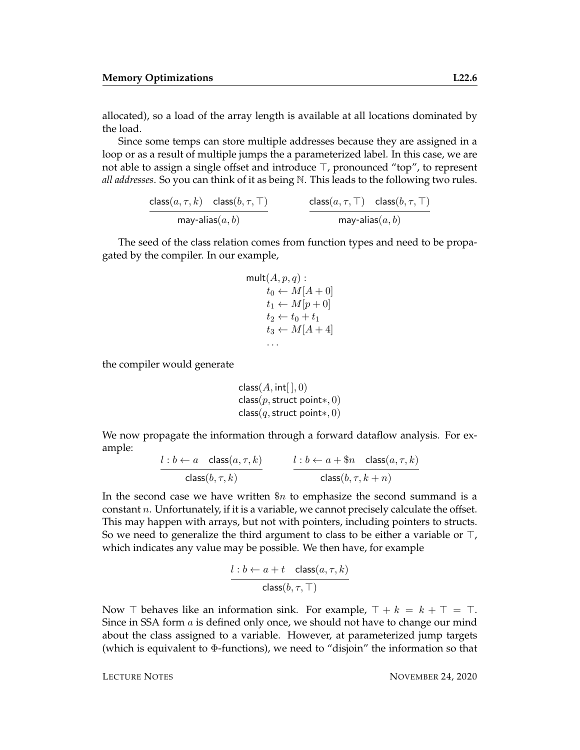allocated), so a load of the array length is available at all locations dominated by the load.

Since some temps can store multiple addresses because they are assigned in a loop or as a result of multiple jumps the a parameterized label. In this case, we are not able to assign a single offset and introduce $\top$, pronounced "top", to represent *all addresses*. So you can think of it as being $\mathbb{N}$. This leads to the following two rules.

$$\frac{\mathsf{class}(a, \tau, k) \quad \mathsf{class}(b, \tau, \top)}{\mathsf{may\text{-}alias}(a, b)} \qquad \frac{\mathsf{class}(a, \tau, \top) \quad \mathsf{class}(b, \tau, \top)}{\mathsf{may\text{-}alias}(a, b)}$$

The seed of the class relation comes from function types and need to be propagated by the compiler. In our example,

$$\begin{array}{l} \mathsf{mult}(A, p, q): \\ \quad t_0 \leftarrow M[A + 0] \\ \quad t_1 \leftarrow M[p + 0] \\ \quad t_2 \leftarrow t_0 + t_1 \\ \quad t_3 \leftarrow M[A + 4] \\ \quad \ldots \end{array}$$

the compiler would generate

$$\begin{array}{l} \mathsf{class}(A, \mathsf{int}[\,], 0) \\ \mathsf{class}(p, \mathsf{struct\ point}*, 0) \\ \mathsf{class}(q, \mathsf{struct\ point}*, 0) \end{array}$$

We now propagate the information through a forward dataflow analysis. For example:

$$\frac{l : b \leftarrow a \quad \mathsf{class}(a, \tau, k)}{\mathsf{class}(b, \tau, k)} \qquad \frac{l : b \leftarrow a + \$n \quad \mathsf{class}(a, \tau, k)}{\mathsf{class}(b, \tau, k + n)}$$

In the second case we have written $\$n$ to emphasize the second summand is a constant $n$. Unfortunately, if it is a variable, we cannot precisely calculate the offset. This may happen with arrays, but not with pointers, including pointers to structs. So we need to generalize the third argument to class to be either a variable or $\top$, which indicates any value may be possible. We then have, for example

$$\frac{l : b \leftarrow a + t \quad \mathsf{class}(a, \tau, k)}{\mathsf{class}(b, \tau, \top)}$$

Now $\top$ behaves like an information sink. For example, $\top + k = k + \top = \top$. Since in SSA form $a$ is defined only once, we should not have to change our mind about the class assigned to a variable. However, at parameterized jump targets (which is equivalent to $\Phi$-functions), we need to "disjoin" the information so that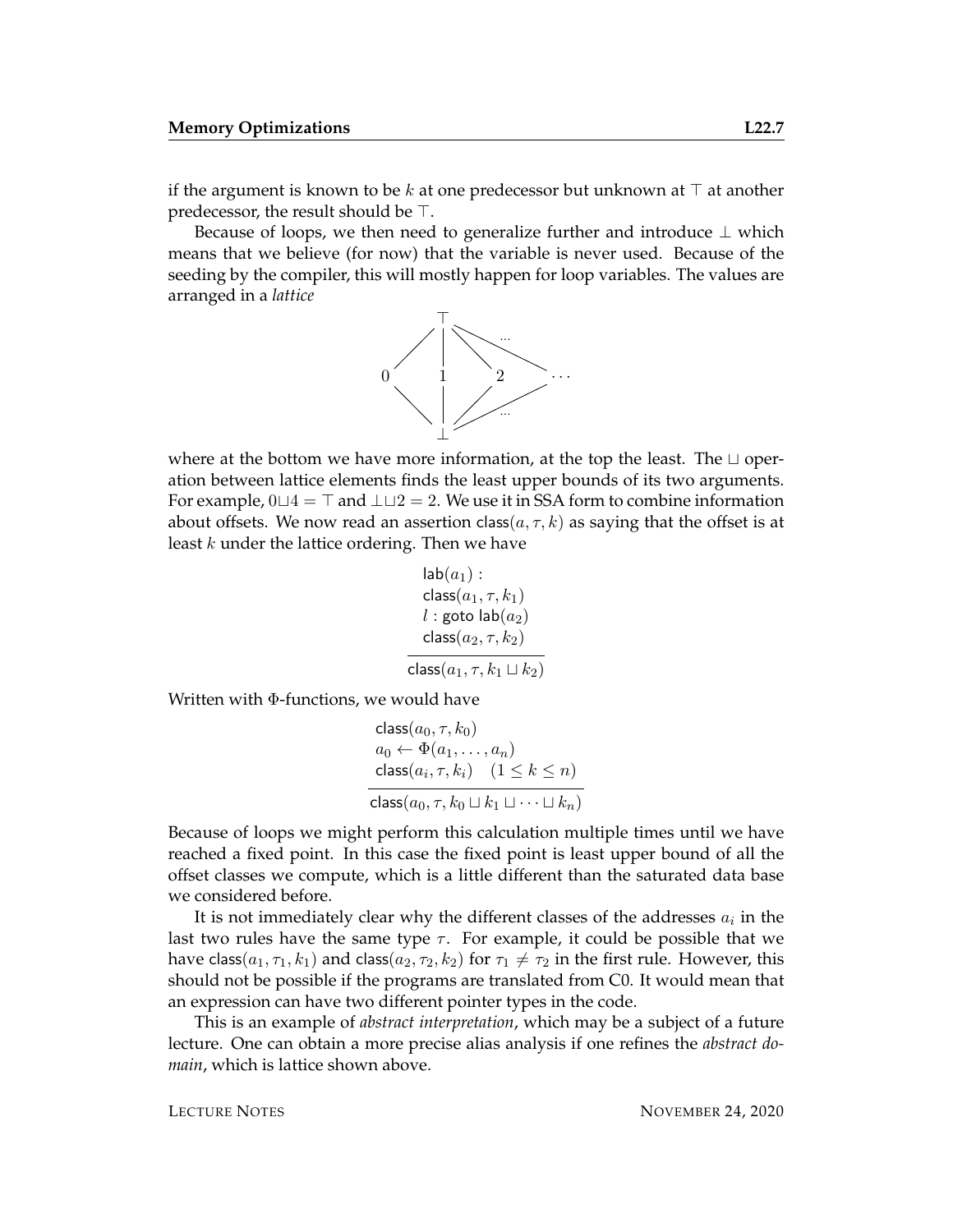if the argument is known to be $k$ at one predecessor but unknown at $\top$ at another predecessor, the result should be $\top$.

Because of loops, we then need to generalize further and introduce $\bot$ which means that we believe (for now) that the variable is never used. Because of the seeding by the compiler, this will mostly happen for loop variables. The values are arranged in a *lattice*

$$
\begin{array}{ccccc}
 & & \top & & \\
0 & & 1 & 2 & \cdots \\
 & & \bot & &
\end{array}
$$

where at the bottom we have more information, at the top the least. The $\sqcup$ operation between lattice elements finds the least upper bounds of its two arguments. For example, $0 \sqcup 4 = \top$ and $\bot \sqcup 2 = 2$. We use it in SSA form to combine information about offsets. We now read an assertion $\mathsf{class}(a, \tau, k)$ as saying that the offset is at least $k$ under the lattice ordering. Then we have

$$
\frac{\begin{array}{l}\mathsf{lab}(a_1): \\ \mathsf{class}(a_1, \tau, k_1) \\ l : \mathsf{goto}\ \mathsf{lab}(a_2) \\ \mathsf{class}(a_2, \tau, k_2)\end{array}}{\mathsf{class}(a_1, \tau, k_1 \sqcup k_2)}
$$

Written with $\Phi$-functions, we would have

$$
\frac{\begin{array}{l}\mathsf{class}(a_0, \tau, k_0) \\ a_0 \leftarrow \Phi(a_1, \ldots, a_n) \\ \mathsf{class}(a_i, \tau, k_i) \quad (1 \leq k \leq n)\end{array}}{\mathsf{class}(a_0, \tau, k_0 \sqcup k_1 \sqcup \cdots \sqcup k_n)}
$$

Because of loops we might perform this calculation multiple times until we have reached a fixed point. In this case the fixed point is least upper bound of all the offset classes we compute, which is a little different than the saturated data base we considered before.

It is not immediately clear why the different classes of the addresses $a_i$ in the last two rules have the same type $\tau$. For example, it could be possible that we have $\mathsf{class}(a_1, \tau_1, k_1)$ and $\mathsf{class}(a_2, \tau_2, k_2)$ for $\tau_1 \neq \tau_2$ in the first rule. However, this should not be possible if the programs are translated from C0. It would mean that an expression can have two different pointer types in the code.

This is an example of *abstract interpretation*, which may be a subject of a future lecture. One can obtain a more precise alias analysis if one refines the *abstract domain*, which is lattice shown above.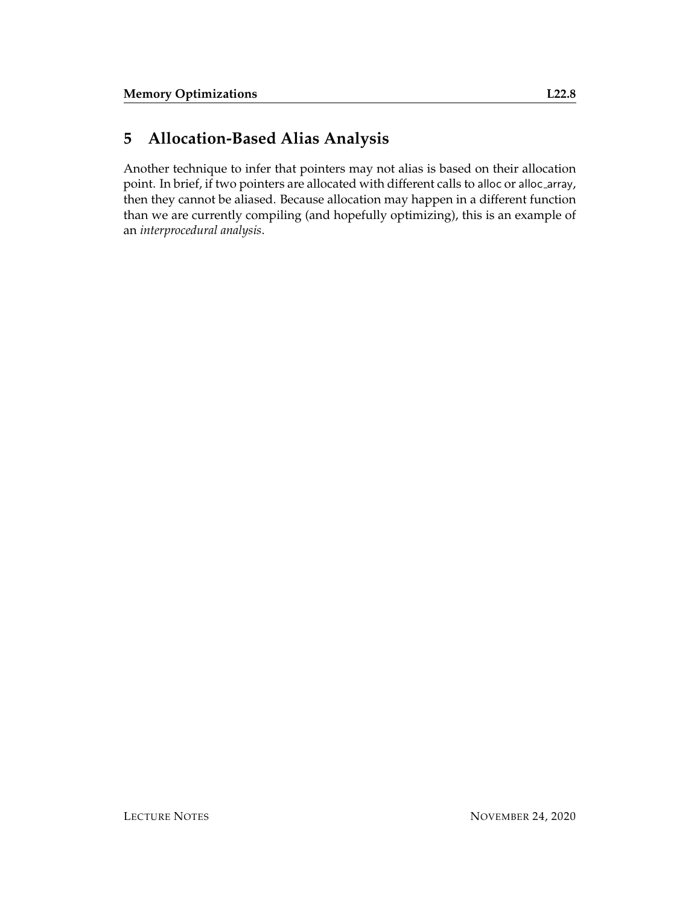## 5 Allocation-Based Alias Analysis

Another technique to infer that pointers may not alias is based on their allocation point. In brief, if two pointers are allocated with different calls to alloc or alloc_array, then they cannot be aliased. Because allocation may happen in a different function than we are currently compiling (and hopefully optimizing), this is an example of an *interprocedural analysis*.